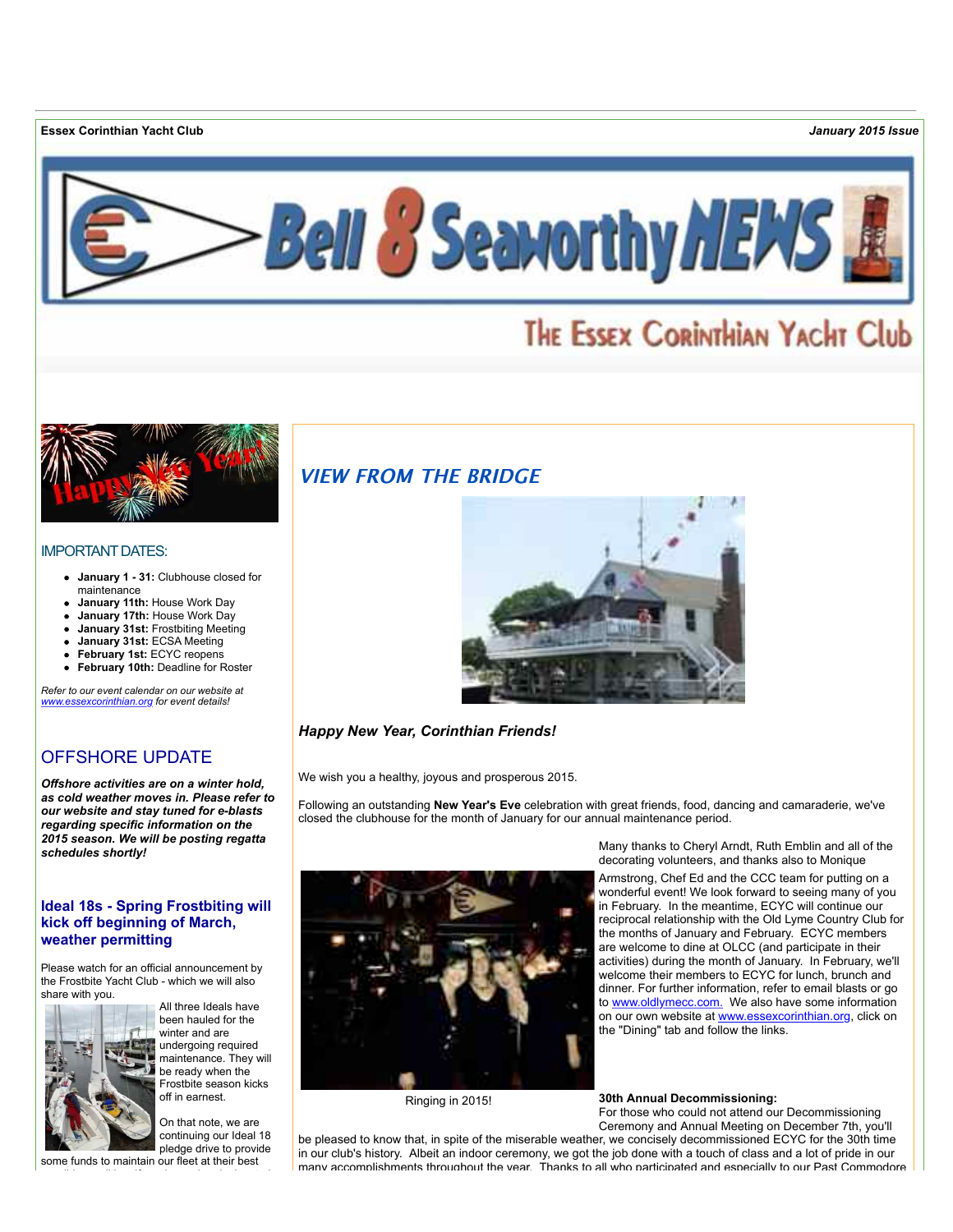**Essex Corinthian Yacht Club** *January 2015 Issue*

# Bell 8 Seaworthy NEWS

The Essex Corinthian Yacht Club

## IMPORTANT DATES:

- **January 1 - 31:** Clubhouse closed for maintenance
- **January 11th:** House Work Day
- **January 17th:** House Work Day
- **January 31st:** Frostbiting Meeting
- **January 31st:** ECSA Meeting
- **February 1st:** ECYC reopens
- **February 10th:** Deadline for Roster

*Refer to our event calendar on our website at www.essexcorinthian.org for event details!*

## OFFSHORE UPDATE

***Offshore activities are on a winter hold, as cold weather moves in. Please refer to our website and stay tuned for e-blasts regarding specific information on the 2015 season. We will be posting regatta schedules shortly!***

### Ideal 18s - Spring Frostbiting will kick off beginning of March, weather permitting

Please watch for an official announcement by the Frostbite Yacht Club - which we will also share with you.

All three Ideals have been hauled for the winter and are undergoing required maintenance. They will be ready when the Frostbite season kicks off in earnest.

On that note, we are continuing our Ideal 18 pledge drive to provide some funds to maintain our fleet at their best

## VIEW FROM THE BRIDGE

***Happy New Year, Corinthian Friends!***

We wish you a healthy, joyous and prosperous 2015.

Following an outstanding **New Year's Eve** celebration with great friends, food, dancing and camaraderie, we've closed the clubhouse for the month of January for our annual maintenance period.

Many thanks to Cheryl Arndt, Ruth Emblin and all of the decorating volunteers, and thanks also to Monique Armstrong, Chef Ed and the CCC team for putting on a wonderful event! We look forward to seeing many of you in February. In the meantime, ECYC will continue our reciprocal relationship with the Old Lyme Country Club for the months of January and February. ECYC members are welcome to dine at OLCC (and participate in their activities) during the month of January. In February, we'll welcome their members to ECYC for lunch, brunch and dinner. For further information, refer to email blasts or go to www.oldlymecc.com. We also have some information on our own website at www.essexcorinthian.org, click on the "Dining" tab and follow the links.

Ringing in 2015!

**30th Annual Decommissioning:**
For those who could not attend our Decommissioning Ceremony and Annual Meeting on December 7th, you'll be pleased to know that, in spite of the miserable weather, we concisely decommissioned ECYC for the 30th time in our club's history. Albeit an indoor ceremony, we got the job done with a touch of class and a lot of pride in our many accomplishments throughout the year. Thanks to all who participated and especially to our Past Commodore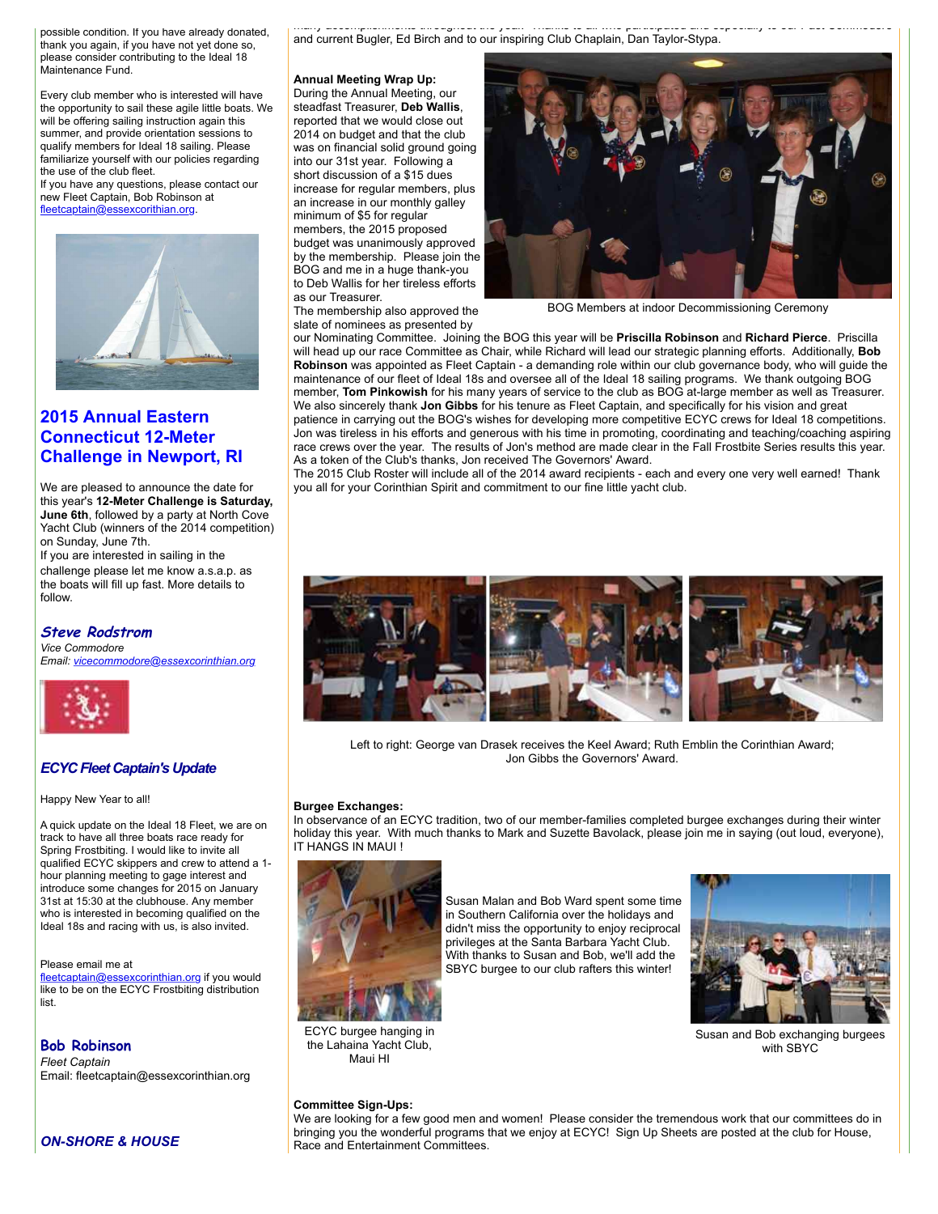possible condition. If you have already donated, thank you again, if you have not yet done so, please consider contributing to the Ideal 18 Maintenance Fund.

Every club member who is interested will have the opportunity to sail these agile little boats. We will be offering sailing instruction again this summer, and provide orientation sessions to qualify members for Ideal 18 sailing. Please familiarize yourself with our policies regarding the use of the club fleet.
If you have any questions, please contact our new Fleet Captain, Bob Robinson at fleetcaptain@essexcorithian.org.

## 2015 Annual Eastern Connecticut 12-Meter Challenge in Newport, RI

We are pleased to announce the date for this year's **12-Meter Challenge is Saturday, June 6th**, followed by a party at North Cove Yacht Club (winners of the 2014 competition) on Sunday, June 7th.
If you are interested in sailing in the challenge please let me know a.s.a.p. as the boats will fill up fast. More details to follow.

***Steve Rodstrom***
*Vice Commodore*
*Email: vicecommodore@essexcorinthian.org*

### *ECYC Fleet Captain's Update*

Happy New Year to all!

A quick update on the Ideal 18 Fleet, we are on track to have all three boats race ready for Spring Frostbiting. I would like to invite all qualified ECYC skippers and crew to attend a 1-hour planning meeting to gage interest and introduce some changes for 2015 on January 31st at 15:30 at the clubhouse. Any member who is interested in becoming qualified on the Ideal 18s and racing with us, is also invited.

Please email me at fleetcaptain@essexcorinthian.org if you would like to be on the ECYC Frostbiting distribution list.

**Bob Robinson**
*Fleet Captain*
Email: fleetcaptain@essexcorinthian.org

### *ON-SHORE & HOUSE*

and current Bugler, Ed Birch and to our inspiring Club Chaplain, Dan Taylor-Stypa.

**Annual Meeting Wrap Up:**
During the Annual Meeting, our steadfast Treasurer, **Deb Wallis**, reported that we would close out 2014 on budget and that the club was on financial solid ground going into our 31st year. Following a short discussion of a $15 dues increase for regular members, plus an increase in our monthly galley minimum of $5 for regular members, the 2015 proposed budget was unanimously approved by the membership. Please join the BOG and me in a huge thank-you to Deb Wallis for her tireless efforts as our Treasurer.
The membership also approved the slate of nominees as presented by our Nominating Committee. Joining the BOG this year will be **Priscilla Robinson** and **Richard Pierce**. Priscilla will head up our race Committee as Chair, while Richard will lead our strategic planning efforts. Additionally, **Bob Robinson** was appointed as Fleet Captain - a demanding role within our club governance body, which will guide the maintenance of our fleet of Ideal 18s and oversee all of the Ideal 18 sailing programs. We thank outgoing BOG member, **Tom Pinkowish** for his many years of service to the club as BOG at-large member as well as Treasurer. We also sincerely thank **Jon Gibbs** for his tenure as Fleet Captain, and specifically for his vision and great patience in carrying out the BOG's wishes for developing more competitive ECYC crews for Ideal 18 competitions. Jon was tireless in his efforts and generous with his time in promoting, coordinating and teaching/coaching aspiring race crews over the year. The results of Jon's method are made clear in the Fall Frostbite Series results this year. As a token of the Club's thanks, Jon received The Governors' Award.
The 2015 Club Roster will include all of the 2014 award recipients - each and every one very well earned! Thank you all for your Corinthian Spirit and commitment to our fine little yacht club.

BOG Members at indoor Decommissioning Ceremony

Left to right: George van Drasek receives the Keel Award; Ruth Emblin the Corinthian Award; Jon Gibbs the Governors' Award.

**Burgee Exchanges:**
In observance of an ECYC tradition, two of our member-families completed burgee exchanges during their winter holiday this year. With much thanks to Mark and Suzette Bavolack, please join me in saying (out loud, everyone), IT HANGS IN MAUI !

ECYC burgee hanging in the Lahaina Yacht Club, Maui HI

Susan Malan and Bob Ward spent some time in Southern California over the holidays and didn't miss the opportunity to enjoy reciprocal privileges at the Santa Barbara Yacht Club. With thanks to Susan and Bob, we'll add the SBYC burgee to our club rafters this winter!

Susan and Bob exchanging burgees with SBYC

**Committee Sign-Ups:**
We are looking for a few good men and women! Please consider the tremendous work that our committees do in bringing you the wonderful programs that we enjoy at ECYC! Sign Up Sheets are posted at the club for House, Race and Entertainment Committees.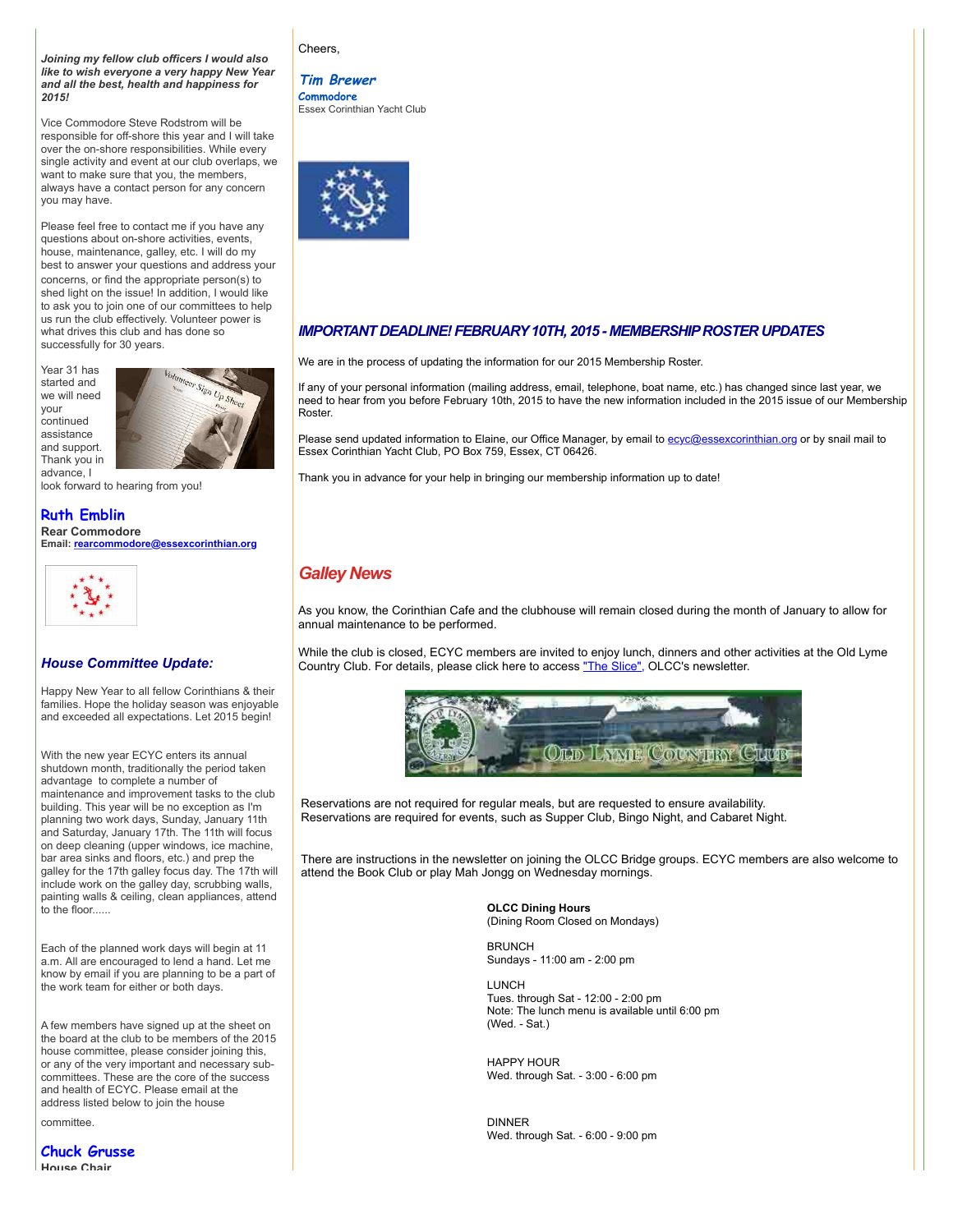***Joining my fellow club officers I would also like to wish everyone a very happy New Year and all the best, health and happiness for 2015!***

Vice Commodore Steve Rodstrom will be responsible for off-shore this year and I will take over the on-shore responsibilities. While every single activity and event at our club overlaps, we want to make sure that you, the members, always have a contact person for any concern you may have.

Please feel free to contact me if you have any questions about on-shore activities, events, house, maintenance, galley, etc. I will do my best to answer your questions and address your concerns, or find the appropriate person(s) to shed light on the issue! In addition, I would like to ask you to join one of our committees to help us run the club effectively. Volunteer power is what drives this club and has done so successfully for 30 years.

Year 31 has started and we will need your continued assistance and support. Thank you in advance, I look forward to hearing from you!

**Ruth Emblin**
**Rear Commodore**
**Email: rearcommodore@essexcorinthian.org**

### *House Committee Update:*

Happy New Year to all fellow Corinthians & their families. Hope the holiday season was enjoyable and exceeded all expectations. Let 2015 begin!

With the new year ECYC enters its annual shutdown month, traditionally the period taken advantage to complete a number of maintenance and improvement tasks to the club building. This year will be no exception as I'm planning two work days, Sunday, January 11th and Saturday, January 17th. The 11th will focus on deep cleaning (upper windows, ice machine, bar area sinks and floors, etc.) and prep the galley for the 17th galley focus day. The 17th will include work on the galley day, scrubbing walls, painting walls & ceiling, clean appliances, attend to the floor......

Each of the planned work days will begin at 11 a.m. All are encouraged to lend a hand. Let me know by email if you are planning to be a part of the work team for either or both days.

A few members have signed up at the sheet on the board at the club to be members of the 2015 house committee, please consider joining this, or any of the very important and necessary sub-committees. These are the core of the success and health of ECYC. Please email at the address listed below to join the house committee.

**Chuck Grusse**
**House Chair**

Cheers,

***Tim Brewer***
**Commodore**
Essex Corinthian Yacht Club

### *IMPORTANT DEADLINE! FEBRUARY 10TH, 2015 - MEMBERSHIP ROSTER UPDATES*

We are in the process of updating the information for our 2015 Membership Roster.

If any of your personal information (mailing address, email, telephone, boat name, etc.) has changed since last year, we need to hear from you before February 10th, 2015 to have the new information included in the 2015 issue of our Membership Roster.

Please send updated information to Elaine, our Office Manager, by email to ecyc@essexcorinthian.org or by snail mail to Essex Corinthian Yacht Club, PO Box 759, Essex, CT 06426.

Thank you in advance for your help in bringing our membership information up to date!

## *Galley News*

As you know, the Corinthian Cafe and the clubhouse will remain closed during the month of January to allow for annual maintenance to be performed.

While the club is closed, ECYC members are invited to enjoy lunch, dinners and other activities at the Old Lyme Country Club. For details, please click here to access "The Slice", OLCC's newsletter.

Reservations are not required for regular meals, but are requested to ensure availability.
Reservations are required for events, such as Supper Club, Bingo Night, and Cabaret Night.

There are instructions in the newsletter on joining the OLCC Bridge groups. ECYC members are also welcome to attend the Book Club or play Mah Jongg on Wednesday mornings.

**OLCC Dining Hours**
(Dining Room Closed on Mondays)

BRUNCH
Sundays - 11:00 am - 2:00 pm

LUNCH
Tues. through Sat - 12:00 - 2:00 pm
Note: The lunch menu is available until 6:00 pm (Wed. - Sat.)

HAPPY HOUR
Wed. through Sat. - 3:00 - 6:00 pm

DINNER
Wed. through Sat. - 6:00 - 9:00 pm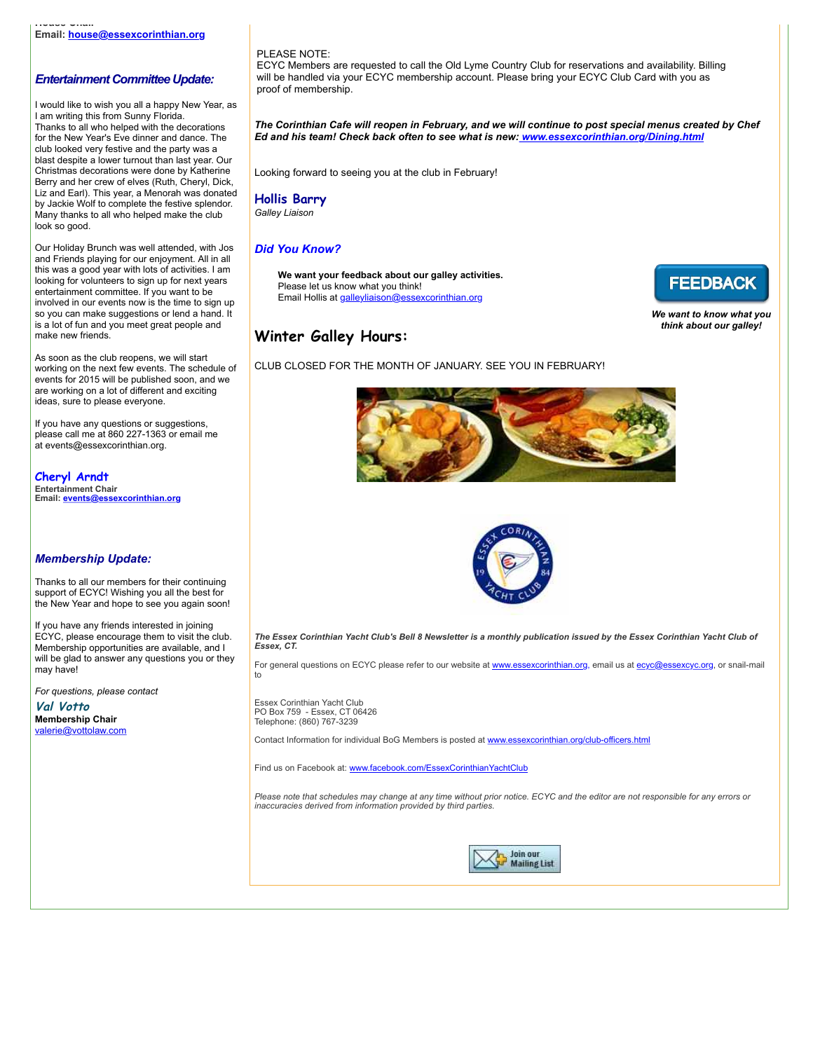House Chair
**Email: house@essexcorinthian.org**

## *Entertainment Committee Update:*

I would like to wish you all a happy New Year, as I am writing this from Sunny Florida.
Thanks to all who helped with the decorations for the New Year's Eve dinner and dance. The club looked very festive and the party was a blast despite a lower turnout than last year. Our Christmas decorations were done by Katherine Berry and her crew of elves (Ruth, Cheryl, Dick, Liz and Earl). This year, a Menorah was donated by Jackie Wolf to complete the festive splendor. Many thanks to all who helped make the club look so good.

Our Holiday Brunch was well attended, with Jos and Friends playing for our enjoyment. All in all this was a good year with lots of activities. I am looking for volunteers to sign up for next years entertainment committee. If you want to be involved in our events now is the time to sign up so you can make suggestions or lend a hand. It is a lot of fun and you meet great people and make new friends.

As soon as the club reopens, we will start working on the next few events. The schedule of events for 2015 will be published soon, and we are working on a lot of different and exciting ideas, sure to please everyone.

If you have any questions or suggestions, please call me at 860 227-1363 or email me at events@essexcorinthian.org.

**Cheryl Arndt**
**Entertainment Chair**
**Email: events@essexcorinthian.org**

## *Membership Update:*

Thanks to all our members for their continuing support of ECYC! Wishing you all the best for the New Year and hope to see you again soon!

If you have any friends interested in joining ECYC, please encourage them to visit the club. Membership opportunities are available, and I will be glad to answer any questions you or they may have!

*For questions, please contact*
***Val Votto***
**Membership Chair**
valerie@vottolaw.com

PLEASE NOTE:
ECYC Members are requested to call the Old Lyme Country Club for reservations and availability. Billing will be handled via your ECYC membership account. Please bring your ECYC Club Card with you as proof of membership.

***The Corinthian Cafe will reopen in February, and we will continue to post special menus created by Chef Ed and his team! Check back often to see what is new: www.essexcorinthian.org/Dining.html***

Looking forward to seeing you at the club in February!

**Hollis Barry**
*Galley Liaison*

## *Did You Know?*

**We want your feedback about our galley activities.**
Please let us know what you think!
Email Hollis at galleyliaison@essexcorinthian.org

FEEDBACK

***We want to know what you think about our galley!***

## Winter Galley Hours:

CLUB CLOSED FOR THE MONTH OF JANUARY. SEE YOU IN FEBRUARY!

***The Essex Corinthian Yacht Club's Bell 8 Newsletter is a monthly publication issued by the Essex Corinthian Yacht Club of Essex, CT.***

For general questions on ECYC please refer to our website at www.essexcorinthian.org, email us at ecyc@essexcyc.org, or snail-mail to

Essex Corinthian Yacht Club
PO Box 759 - Essex, CT 06426
Telephone: (860) 767-3239

Contact Information for individual BoG Members is posted at www.essexcorinthian.org/club-officers.html

Find us on Facebook at: www.facebook.com/EssexCorinthianYachtClub

*Please note that schedules may change at any time without prior notice. ECYC and the editor are not responsible for any errors or inaccuracies derived from information provided by third parties.*

Join our Mailing List